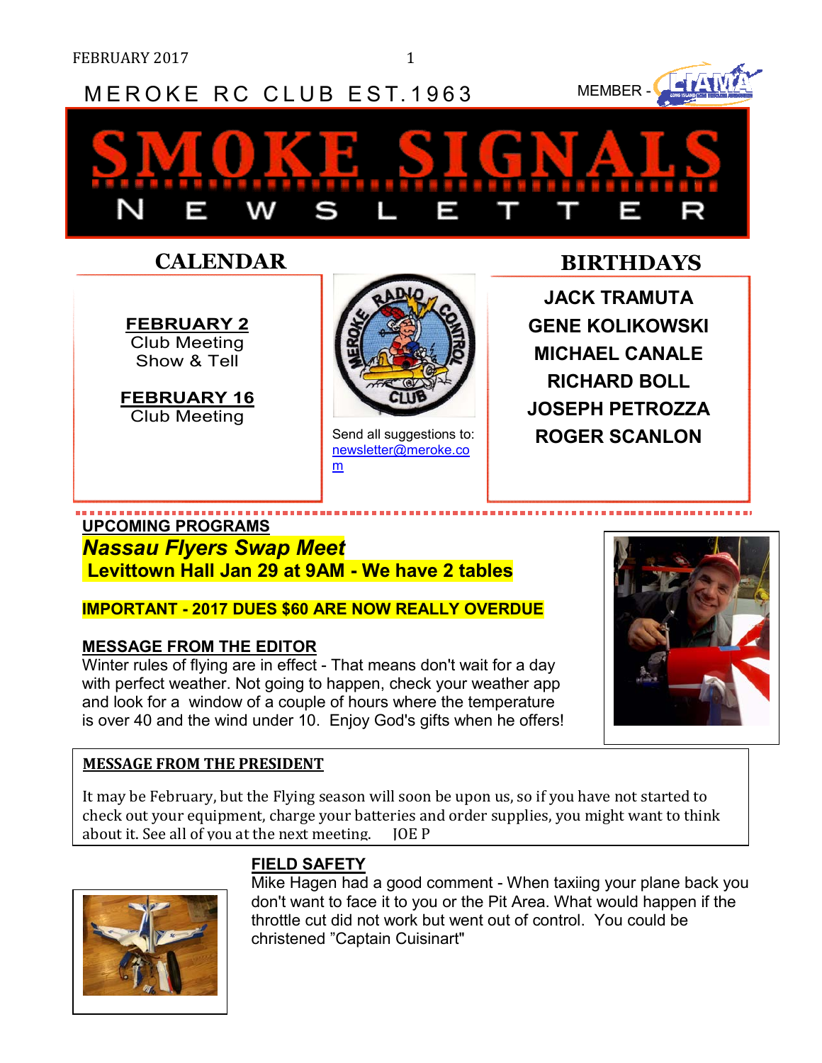MEROKE RC CLUB EST.1963

MEMBER -

# SMOKE SIGNALS

NEWSLETTER

## CALENDAR

**FEBRUARY 2**
Club Meeting
Show & Tell

**FEBRUARY 16**
Club Meeting

Send all suggestions to: newsletter@meroke.com

## BIRTHDAYS

**JACK TRAMUTA**
**GENE KOLIKOWSKI**
**MICHAEL CANALE**
**RICHARD BOLL**
**JOSEPH PETROZZA**
**ROGER SCANLON**

## UPCOMING PROGRAMS

***Nassau Flyers Swap Meet***
**Levittown Hall Jan 29 at 9AM - We have 2 tables**

**IMPORTANT - 2017 DUES $60 ARE NOW REALLY OVERDUE**

## MESSAGE FROM THE EDITOR

Winter rules of flying are in effect - That means don't wait for a day with perfect weather. Not going to happen, check your weather app and look for a window of a couple of hours where the temperature is over 40 and the wind under 10. Enjoy God's gifts when he offers!

## MESSAGE FROM THE PRESIDENT

It may be February, but the Flying season will soon be upon us, so if you have not started to check out your equipment, charge your batteries and order supplies, you might want to think about it. See all of you at the next meeting. JOE P

## FIELD SAFETY

Mike Hagen had a good comment - When taxiing your plane back you don't want to face it to you or the Pit Area. What would happen if the throttle cut did not work but went out of control. You could be christened "Captain Cuisinart"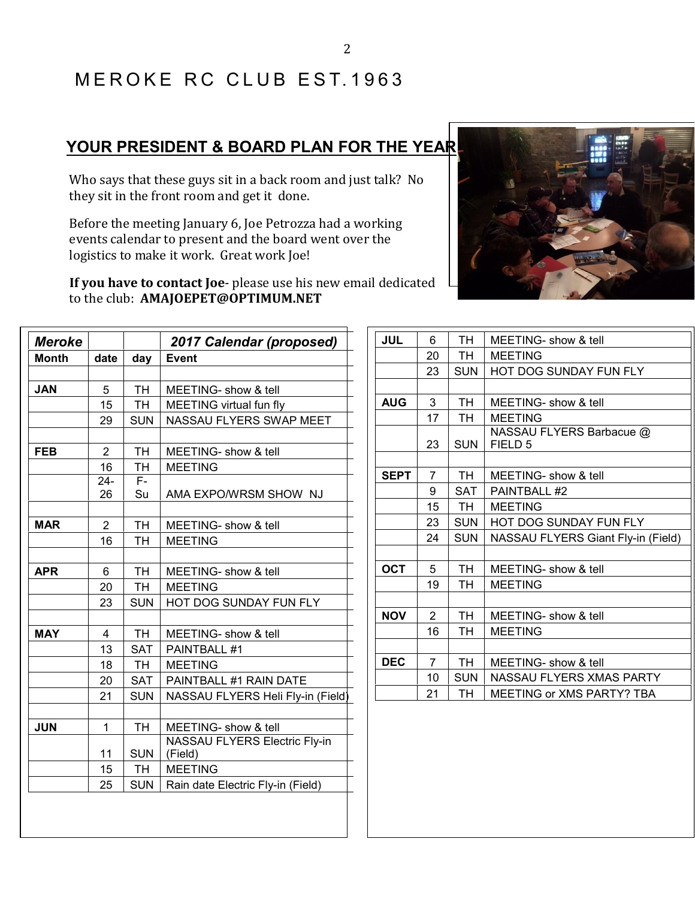# MEROKE RC CLUB EST.1963

## YOUR PRESIDENT & BOARD PLAN FOR THE YEAR

Who says that these guys sit in a back room and just talk? No they sit in the front room and get it done.

Before the meeting January 6, Joe Petrozza had a working events calendar to present and the board went over the logistics to make it work. Great work Joe!

**If you have to contact Joe**- please use his new email dedicated to the club: **AMAJOEPET@OPTIMUM.NET**

| *Meroke* | | | *2017 Calendar (proposed)* |
|---|---|---|---|
| **Month** | **date** | **day** | **Event** |
| | | | |
| **JAN** | 5 | TH | MEETING- show & tell |
| | 15 | TH | MEETING virtual fun fly |
| | 29 | SUN | NASSAU FLYERS SWAP MEET |
| | | | |
| **FEB** | 2 | TH | MEETING- show & tell |
| | 16 | TH | MEETING |
| | 24-26 | F-Su | AMA EXPO/WRSM SHOW NJ |
| | | | |
| **MAR** | 2 | TH | MEETING- show & tell |
| | 16 | TH | MEETING |
| | | | |
| **APR** | 6 | TH | MEETING- show & tell |
| | 20 | TH | MEETING |
| | 23 | SUN | HOT DOG SUNDAY FUN FLY |
| | | | |
| **MAY** | 4 | TH | MEETING- show & tell |
| | 13 | SAT | PAINTBALL #1 |
| | 18 | TH | MEETING |
| | 20 | SAT | PAINTBALL #1 RAIN DATE |
| | 21 | SUN | NASSAU FLYERS Heli Fly-in (Field) |
| | | | |
| **JUN** | 1 | TH | MEETING- show & tell |
| | 11 | SUN | NASSAU FLYERS Electric Fly-in (Field) |
| | 15 | TH | MEETING |
| | 25 | SUN | Rain date Electric Fly-in (Field) |
| **JUL** | 6 | TH | MEETING- show & tell |
| | 20 | TH | MEETING |
| | 23 | SUN | HOT DOG SUNDAY FUN FLY |
| | | | |
| **AUG** | 3 | TH | MEETING- show & tell |
| | 17 | TH | MEETING |
| | 23 | SUN | NASSAU FLYERS Barbacue @ FIELD 5 |
| | | | |
| **SEPT** | 7 | TH | MEETING- show & tell |
| | 9 | SAT | PAINTBALL #2 |
| | 15 | TH | MEETING |
| | 23 | SUN | HOT DOG SUNDAY FUN FLY |
| | 24 | SUN | NASSAU FLYERS Giant Fly-in (Field) |
| | | | |
| **OCT** | 5 | TH | MEETING- show & tell |
| | 19 | TH | MEETING |
| | | | |
| **NOV** | 2 | TH | MEETING- show & tell |
| | 16 | TH | MEETING |
| | | | |
| **DEC** | 7 | TH | MEETING- show & tell |
| | 10 | SUN | NASSAU FLYERS XMAS PARTY |
| | 21 | TH | MEETING or XMS PARTY? TBA |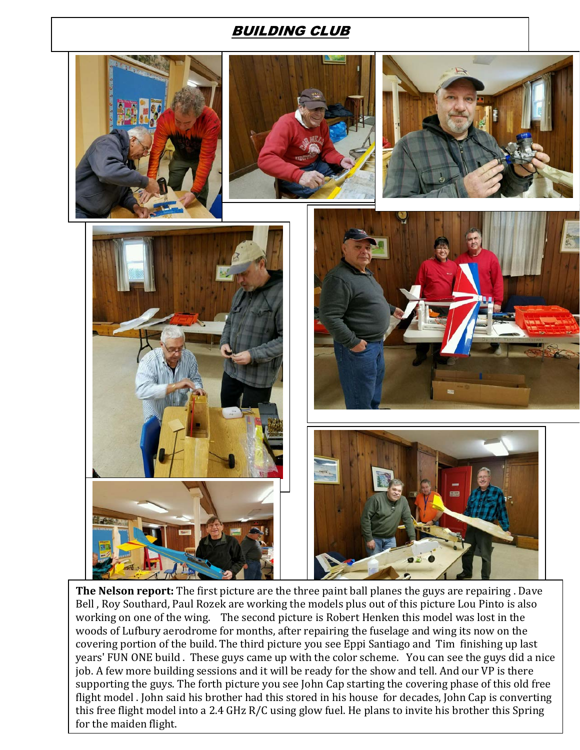## ***BUILDING CLUB***

**The Nelson report:** The first picture are the three paint ball planes the guys are repairing . Dave Bell , Roy Southard, Paul Rozek are working the models plus out of this picture Lou Pinto is also working on one of the wing.   The second picture is Robert Henken this model was lost in the woods of Lufbury aerodrome for months, after repairing the fuselage and wing its now on the covering portion of the build. The third picture you see Eppi Santiago and  Tim  finishing up last years' FUN ONE build .  These guys came up with the color scheme.   You can see the guys did a nice job. A few more building sessions and it will be ready for the show and tell. And our VP is there supporting the guys. The forth picture you see John Cap starting the covering phase of this old free flight model . John said his brother had this stored in his house  for decades, John Cap is converting this free flight model into a 2.4 GHz R/C using glow fuel. He plans to invite his brother this Spring for the maiden flight.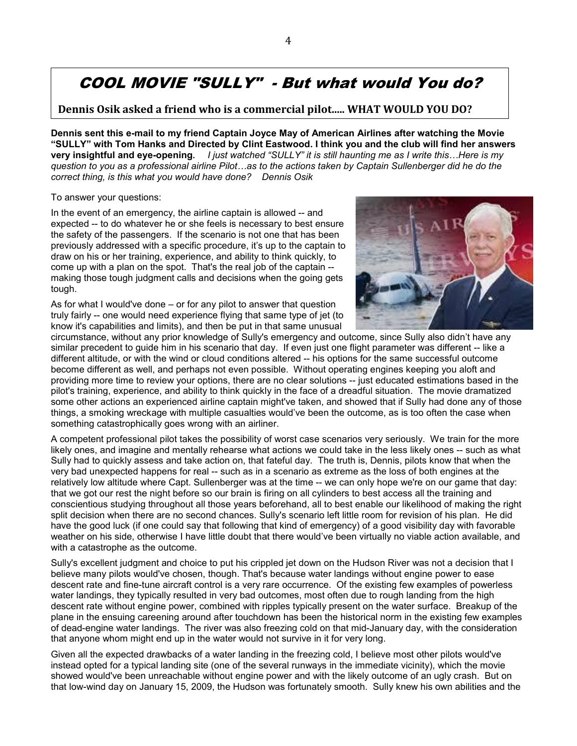# COOL MOVIE "SULLY" - But what would You do?

**Dennis Osik asked a friend who is a commercial pilot..... WHAT WOULD YOU DO?**

**Dennis sent this e-mail to my friend Captain Joyce May of American Airlines after watching the Movie "SULLY" with Tom Hanks and Directed by Clint Eastwood. I think you and the club will find her answers very insightful and eye-opening.** *I just watched "SULLY" it is still haunting me as I write this…Here is my question to you as a professional airline Pilot…as to the actions taken by Captain Sullenberger did he do the correct thing, is this what you would have done? Dennis Osik*

To answer your questions:

In the event of an emergency, the airline captain is allowed -- and expected -- to do whatever he or she feels is necessary to best ensure the safety of the passengers. If the scenario is not one that has been previously addressed with a specific procedure, it's up to the captain to draw on his or her training, experience, and ability to think quickly, to come up with a plan on the spot. That's the real job of the captain -- making those tough judgment calls and decisions when the going gets tough.

As for what I would've done – or for any pilot to answer that question truly fairly -- one would need experience flying that same type of jet (to know it's capabilities and limits), and then be put in that same unusual circumstance, without any prior knowledge of Sully's emergency and outcome, since Sully also didn't have any similar precedent to guide him in his scenario that day. If even just one flight parameter was different -- like a different altitude, or with the wind or cloud conditions altered -- his options for the same successful outcome become different as well, and perhaps not even possible. Without operating engines keeping you aloft and providing more time to review your options, there are no clear solutions -- just educated estimations based in the pilot's training, experience, and ability to think quickly in the face of a dreadful situation. The movie dramatized some other actions an experienced airline captain might've taken, and showed that if Sully had done any of those things, a smoking wreckage with multiple casualties would've been the outcome, as is too often the case when something catastrophically goes wrong with an airliner.

A competent professional pilot takes the possibility of worst case scenarios very seriously. We train for the more likely ones, and imagine and mentally rehearse what actions we could take in the less likely ones -- such as what Sully had to quickly assess and take action on, that fateful day. The truth is, Dennis, pilots know that when the very bad unexpected happens for real -- such as in a scenario as extreme as the loss of both engines at the relatively low altitude where Capt. Sullenberger was at the time -- we can only hope we're on our game that day: that we got our rest the night before so our brain is firing on all cylinders to best access all the training and conscientious studying throughout all those years beforehand, all to best enable our likelihood of making the right split decision when there are no second chances. Sully's scenario left little room for revision of his plan. He did have the good luck (if one could say that following that kind of emergency) of a good visibility day with favorable weather on his side, otherwise I have little doubt that there would've been virtually no viable action available, and with a catastrophe as the outcome.

Sully's excellent judgment and choice to put his crippled jet down on the Hudson River was not a decision that I believe many pilots would've chosen, though. That's because water landings without engine power to ease descent rate and fine-tune aircraft control is a very rare occurrence. Of the existing few examples of powerless water landings, they typically resulted in very bad outcomes, most often due to rough landing from the high descent rate without engine power, combined with ripples typically present on the water surface. Breakup of the plane in the ensuing careening around after touchdown has been the historical norm in the existing few examples of dead-engine water landings. The river was also freezing cold on that mid-January day, with the consideration that anyone whom might end up in the water would not survive in it for very long.

Given all the expected drawbacks of a water landing in the freezing cold, I believe most other pilots would've instead opted for a typical landing site (one of the several runways in the immediate vicinity), which the movie showed would've been unreachable without engine power and with the likely outcome of an ugly crash. But on that low-wind day on January 15, 2009, the Hudson was fortunately smooth. Sully knew his own abilities and the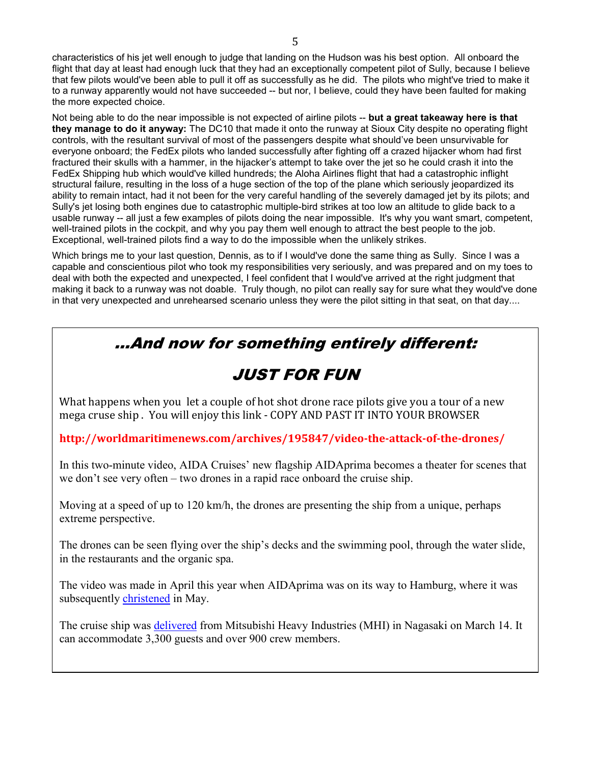characteristics of his jet well enough to judge that landing on the Hudson was his best option. All onboard the flight that day at least had enough luck that they had an exceptionally competent pilot of Sully, because I believe that few pilots would've been able to pull it off as successfully as he did. The pilots who might've tried to make it to a runway apparently would not have succeeded -- but nor, I believe, could they have been faulted for making the more expected choice.

Not being able to do the near impossible is not expected of airline pilots -- **but a great takeaway here is that they manage to do it anyway:** The DC10 that made it onto the runway at Sioux City despite no operating flight controls, with the resultant survival of most of the passengers despite what should've been unsurvivable for everyone onboard; the FedEx pilots who landed successfully after fighting off a crazed hijacker whom had first fractured their skulls with a hammer, in the hijacker's attempt to take over the jet so he could crash it into the FedEx Shipping hub which would've killed hundreds; the Aloha Airlines flight that had a catastrophic inflight structural failure, resulting in the loss of a huge section of the top of the plane which seriously jeopardized its ability to remain intact, had it not been for the very careful handling of the severely damaged jet by its pilots; and Sully's jet losing both engines due to catastrophic multiple-bird strikes at too low an altitude to glide back to a usable runway -- all just a few examples of pilots doing the near impossible. It's why you want smart, competent, well-trained pilots in the cockpit, and why you pay them well enough to attract the best people to the job. Exceptional, well-trained pilots find a way to do the impossible when the unlikely strikes.

Which brings me to your last question, Dennis, as to if I would've done the same thing as Sully. Since I was a capable and conscientious pilot who took my responsibilities very seriously, and was prepared and on my toes to deal with both the expected and unexpected, I feel confident that I would've arrived at the right judgment that making it back to a runway was not doable. Truly though, no pilot can really say for sure what they would've done in that very unexpected and unrehearsed scenario unless they were the pilot sitting in that seat, on that day....

## *...And now for something entirely different:*

## *JUST FOR FUN*

What happens when you let a couple of hot shot drone race pilots give you a tour of a new mega cruse ship . You will enjoy this link - COPY AND PAST IT INTO YOUR BROWSER

**http://worldmaritimenews.com/archives/195847/video-the-attack-of-the-drones/**

In this two-minute video, AIDA Cruises' new flagship AIDAprima becomes a theater for scenes that we don't see very often – two drones in a rapid race onboard the cruise ship.

Moving at a speed of up to 120 km/h, the drones are presenting the ship from a unique, perhaps extreme perspective.

The drones can be seen flying over the ship's decks and the swimming pool, through the water slide, in the restaurants and the organic spa.

The video was made in April this year when AIDAprima was on its way to Hamburg, where it was subsequently christened in May.

The cruise ship was delivered from Mitsubishi Heavy Industries (MHI) in Nagasaki on March 14. It can accommodate 3,300 guests and over 900 crew members.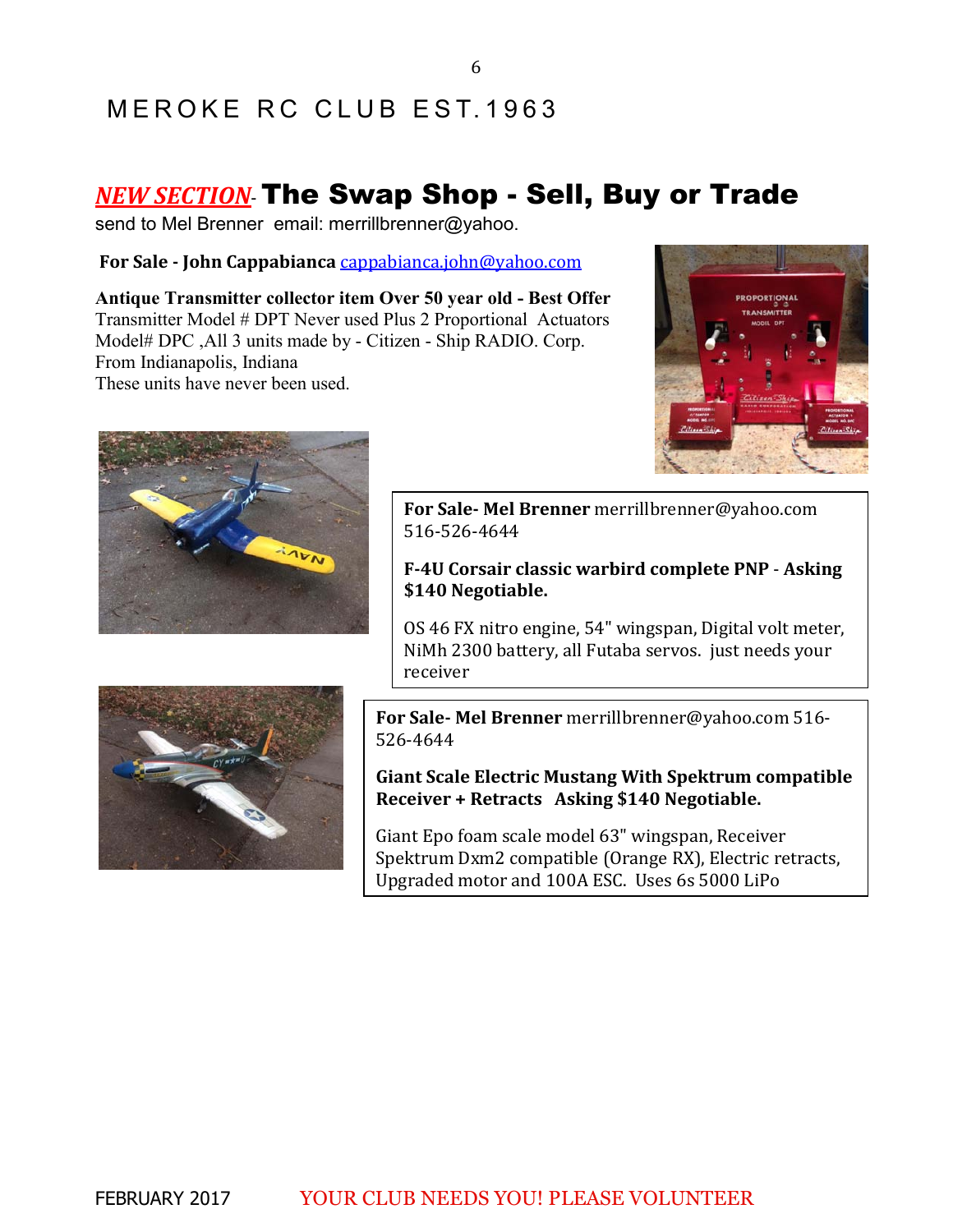MEROKE RC CLUB EST.1963

## *NEW SECTION*- The Swap Shop - Sell, Buy or Trade

send to Mel Brenner email: merrillbrenner@yahoo.

**For Sale - John Cappabianca** cappabianca.john@yahoo.com

**Antique Transmitter collector item Over 50 year old - Best Offer**
Transmitter Model # DPT Never used Plus 2 Proportional Actuators Model# DPC ,All 3 units made by - Citizen - Ship RADIO. Corp. From Indianapolis, Indiana
These units have never been used.

**For Sale- Mel Brenner** merrillbrenner@yahoo.com 516-526-4644

**F-4U Corsair classic warbird complete PNP - Asking $140 Negotiable.**

OS 46 FX nitro engine, 54" wingspan, Digital volt meter, NiMh 2300 battery, all Futaba servos. just needs your receiver

**For Sale- Mel Brenner** merrillbrenner@yahoo.com 516-526-4644

**Giant Scale Electric Mustang With Spektrum compatible Receiver + Retracts Asking $140 Negotiable.**

Giant Epo foam scale model 63" wingspan, Receiver Spektrum Dxm2 compatible (Orange RX), Electric retracts, Upgraded motor and 100A ESC. Uses 6s 5000 LiPo

FEBRUARY 2017 YOUR CLUB NEEDS YOU! PLEASE VOLUNTEER